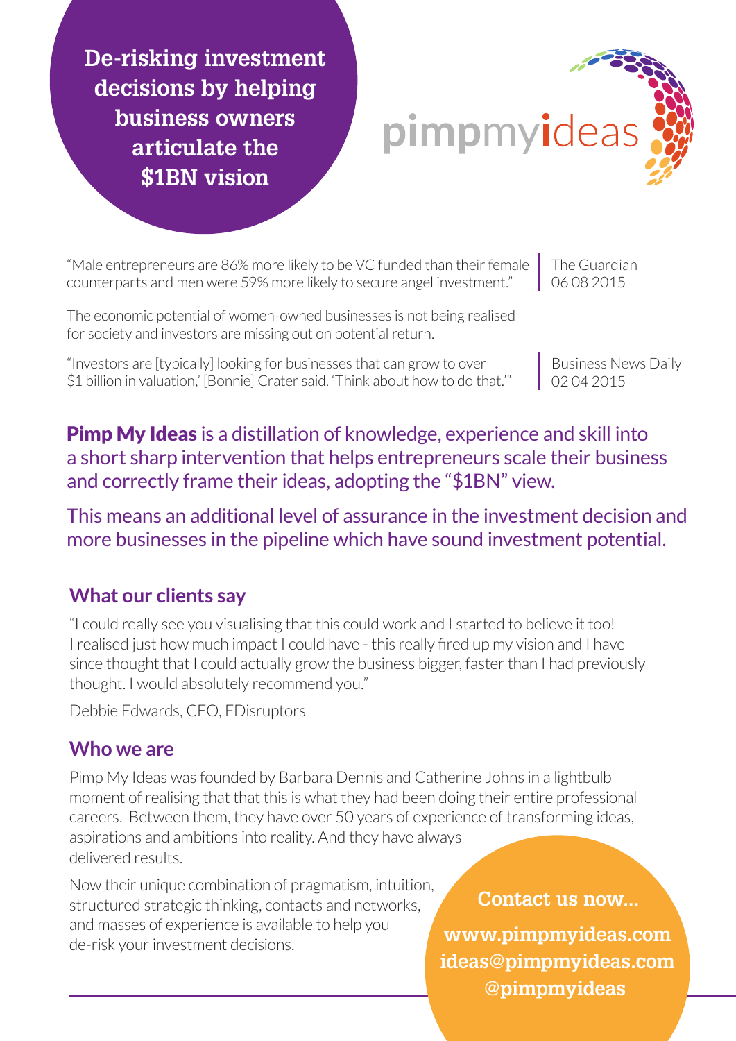**De-risking investment decisions by helping business owners articulate the $1BN vision**

pimpmyideas

"Male entrepreneurs are 86% more likely to be VC funded than their female counterparts and men were 59% more likely to secure angel investment."

The Guardian
06 08 2015

The economic potential of women-owned businesses is not being realised for society and investors are missing out on potential return.

"Investors are [typically] looking for businesses that can grow to over $1 billion in valuation,' [Bonnie] Crater said. 'Think about how to do that.'"

Business News Daily
02 04 2015

**Pimp My Ideas** is a distillation of knowledge, experience and skill into a short sharp intervention that helps entrepreneurs scale their business and correctly frame their ideas, adopting the "$1BN" view.

This means an additional level of assurance in the investment decision and more businesses in the pipeline which have sound investment potential.

## What our clients say

"I could really see you visualising that this could work and I started to believe it too! I realised just how much impact I could have - this really fired up my vision and I have since thought that I could actually grow the business bigger, faster than I had previously thought. I would absolutely recommend you."

Debbie Edwards, CEO, FDisruptors

## Who we are

Pimp My Ideas was founded by Barbara Dennis and Catherine Johns in a lightbulb moment of realising that that this is what they had been doing their entire professional careers. Between them, they have over 50 years of experience of transforming ideas, aspirations and ambitions into reality. And they have always delivered results.

Now their unique combination of pragmatism, intuition, structured strategic thinking, contacts and networks, and masses of experience is available to help you de-risk your investment decisions.

**Contact us now...**

**www.pimpmyideas.com**
**ideas@pimpmyideas.com**
**@pimpmyideas**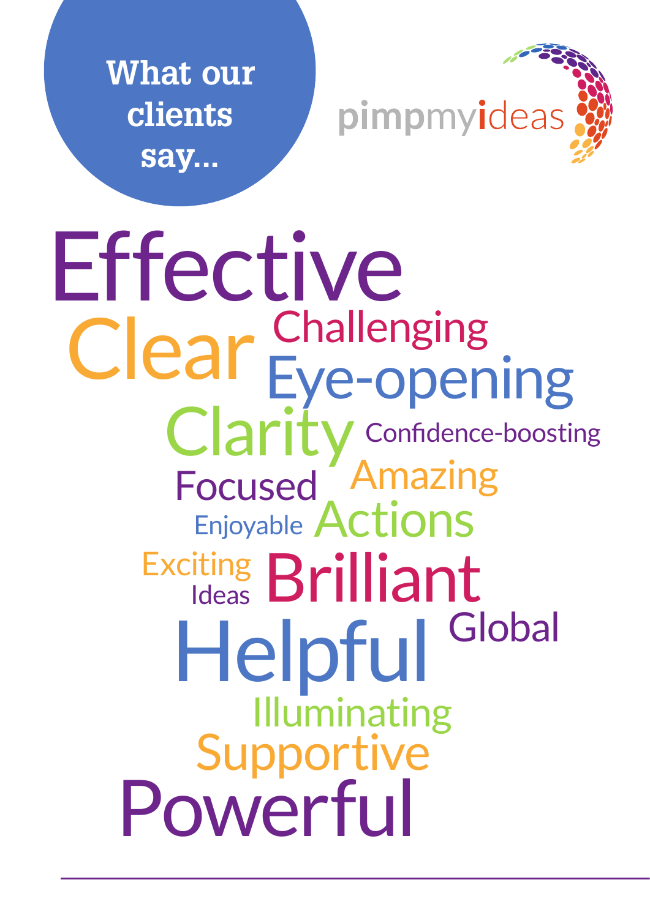# What our clients say...

pimpmyideas

Effective
Clear
Challenging
Eye-opening
Clarity
Confidence-boosting
Focused
Amazing
Enjoyable
Actions
Exciting
Ideas
Brilliant
Helpful
Global
Illuminating
Supportive
Powerful